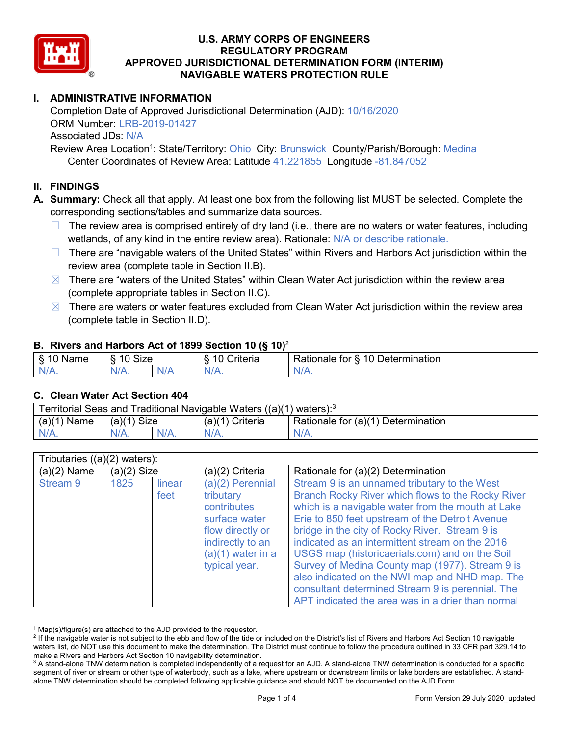# U.S. ARMY CORPS OF ENGINEERS
# REGULATORY PROGRAM
# APPROVED JURISDICTIONAL DETERMINATION FORM (INTERIM)
# NAVIGABLE WATERS PROTECTION RULE

## I. ADMINISTRATIVE INFORMATION

Completion Date of Approved Jurisdictional Determination (AJD): 10/16/2020
ORM Number: LRB-2019-01427
Associated JDs: N/A
Review Area Location[1]: State/Territory: Ohio City: Brunswick County/Parish/Borough: Medina
Center Coordinates of Review Area: Latitude 41.221855 Longitude -81.847052

## II. FINDINGS

**A. Summary:** Check all that apply. At least one box from the following list MUST be selected. Complete the corresponding sections/tables and summarize data sources.

- ☐ The review area is comprised entirely of dry land (i.e., there are no waters or water features, including wetlands, of any kind in the entire review area). Rationale: N/A or describe rationale.
- ☐ There are "navigable waters of the United States" within Rivers and Harbors Act jurisdiction within the review area (complete table in Section II.B).
- ☒ There are "waters of the United States" within Clean Water Act jurisdiction within the review area (complete appropriate tables in Section II.C).
- ☒ There are waters or water features excluded from Clean Water Act jurisdiction within the review area (complete table in Section II.D).

### B. Rivers and Harbors Act of 1899 Section 10 (§ 10)[2]

| § 10 Name | § 10 Size | | § 10 Criteria | Rationale for § 10 Determination |
|---|---|---|---|---|
| N/A. | N/A. | N/A | N/A. | N/A. |

### C. Clean Water Act Section 404

| Territorial Seas and Traditional Navigable Waters ((a)(1) waters):[3] | | | | |
|---|---|---|---|---|
| (a)(1) Name | (a)(1) Size | | (a)(1) Criteria | Rationale for (a)(1) Determination |
| N/A. | N/A. | N/A. | N/A. | N/A. |

| Tributaries ((a)(2) waters): | | | | |
|---|---|---|---|---|
| (a)(2) Name | (a)(2) Size | | (a)(2) Criteria | Rationale for (a)(2) Determination |
| Stream 9 | 1825 | linear feet | (a)(2) Perennial tributary contributes surface water flow directly or indirectly to an (a)(1) water in a typical year. | Stream 9 is an unnamed tributary to the West Branch Rocky River which flows to the Rocky River which is a navigable water from the mouth at Lake Erie to 850 feet upstream of the Detroit Avenue bridge in the city of Rocky River. Stream 9 is indicated as an intermittent stream on the 2016 USGS map (historicaerials.com) and on the Soil Survey of Medina County map (1977). Stream 9 is also indicated on the NWI map and NHD map. The consultant determined Stream 9 is perennial. The APT indicated the area was in a drier than normal |

[1] Map(s)/figure(s) are attached to the AJD provided to the requestor.
[2] If the navigable water is not subject to the ebb and flow of the tide or included on the District's list of Rivers and Harbors Act Section 10 navigable waters list, do NOT use this document to make the determination. The District must continue to follow the procedure outlined in 33 CFR part 329.14 to make a Rivers and Harbors Act Section 10 navigability determination.
[3] A stand-alone TNW determination is completed independently of a request for an AJD. A stand-alone TNW determination is conducted for a specific segment of river or stream or other type of waterbody, such as a lake, where upstream or downstream limits or lake borders are established. A stand-alone TNW determination should be completed following applicable guidance and should NOT be documented on the AJD Form.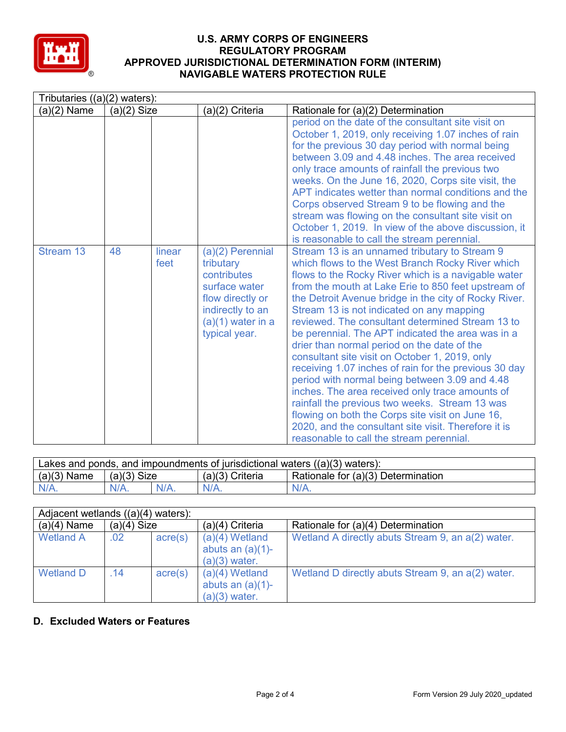| Tributaries ((a)(2) waters): | | | | |
|---|---|---|---|---|
| (a)(2) Name | (a)(2) Size | | (a)(2) Criteria | Rationale for (a)(2) Determination |
| | | | | period on the date of the consultant site visit on October 1, 2019, only receiving 1.07 inches of rain for the previous 30 day period with normal being between 3.09 and 4.48 inches. The area received only trace amounts of rainfall the previous two weeks. On the June 16, 2020, Corps site visit, the APT indicates wetter than normal conditions and the Corps observed Stream 9 to be flowing and the stream was flowing on the consultant site visit on October 1, 2019. In view of the above discussion, it is reasonable to call the stream perennial. |
| Stream 13 | 48 | linear feet | (a)(2) Perennial tributary contributes surface water flow directly or indirectly to an (a)(1) water in a typical year. | Stream 13 is an unnamed tributary to Stream 9 which flows to the West Branch Rocky River which flows to the Rocky River which is a navigable water from the mouth at Lake Erie to 850 feet upstream of the Detroit Avenue bridge in the city of Rocky River. Stream 13 is not indicated on any mapping reviewed. The consultant determined Stream 13 to be perennial. The APT indicated the area was in a drier than normal period on the date of the consultant site visit on October 1, 2019, only receiving 1.07 inches of rain for the previous 30 day period with normal being between 3.09 and 4.48 inches. The area received only trace amounts of rainfall the previous two weeks. Stream 13 was flowing on both the Corps site visit on June 16, 2020, and the consultant site visit. Therefore it is reasonable to call the stream perennial. |

| Lakes and ponds, and impoundments of jurisdictional waters ((a)(3) waters): | | | | |
|---|---|---|---|---|
| (a)(3) Name | (a)(3) Size | | (a)(3) Criteria | Rationale for (a)(3) Determination |
| N/A. | N/A. | N/A. | N/A. | N/A. |

| Adjacent wetlands ((a)(4) waters): | | | | |
|---|---|---|---|---|
| (a)(4) Name | (a)(4) Size | | (a)(4) Criteria | Rationale for (a)(4) Determination |
| Wetland A | .02 | acre(s) | (a)(4) Wetland abuts an (a)(1)-(a)(3) water. | Wetland A directly abuts Stream 9, an a(2) water. |
| Wetland D | .14 | acre(s) | (a)(4) Wetland abuts an (a)(1)-(a)(3) water. | Wetland D directly abuts Stream 9, an a(2) water. |

## D. Excluded Waters or Features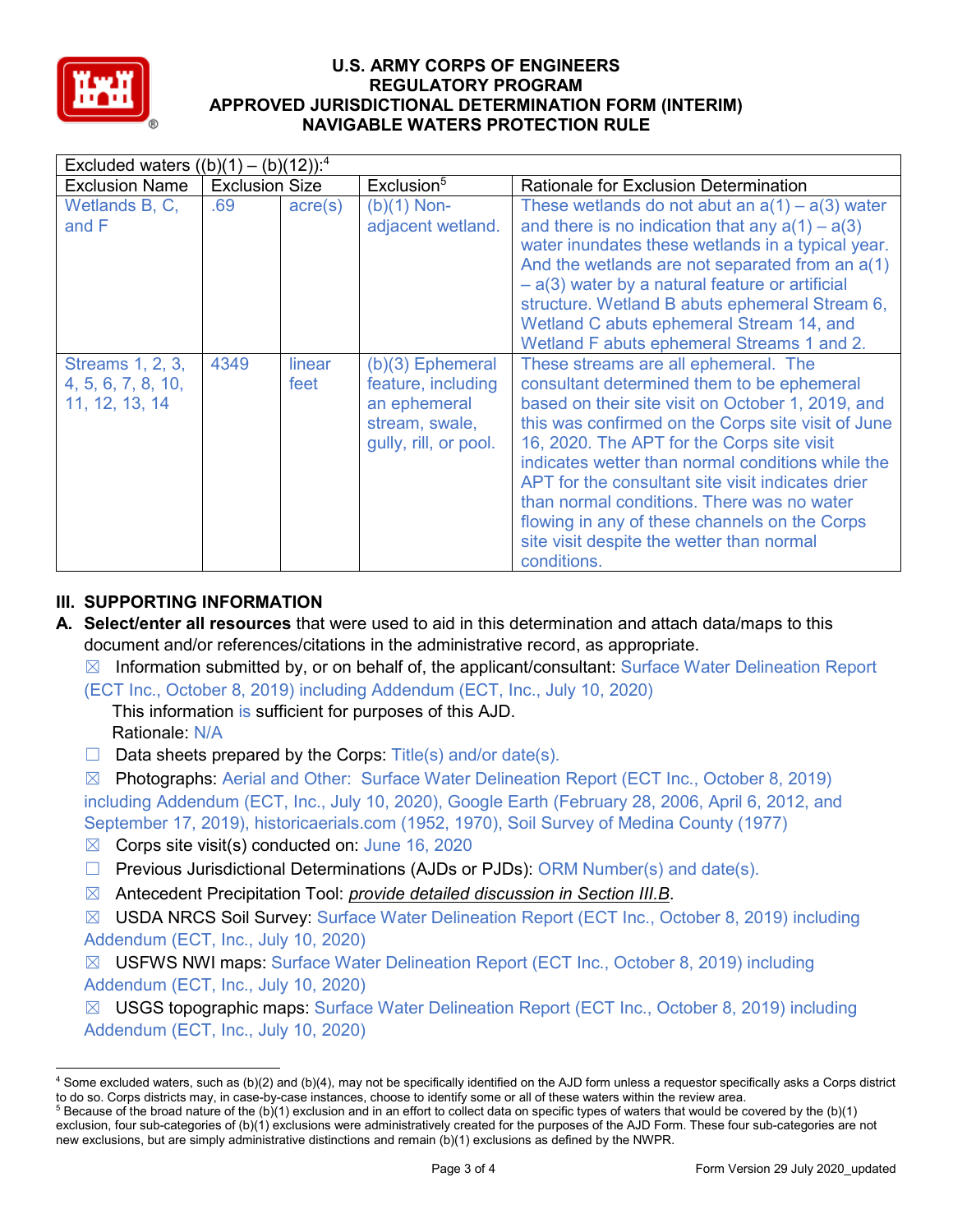| Excluded waters ((b)(1) – (b)(12)):[4] | | | | |
|---|---|---|---|---|
| Exclusion Name | Exclusion Size | | Exclusion[5] | Rationale for Exclusion Determination |
| Wetlands B, C, and F | .69 | acre(s) | (b)(1) Non-adjacent wetland. | These wetlands do not abut an a(1) – a(3) water and there is no indication that any a(1) – a(3) water inundates these wetlands in a typical year. And the wetlands are not separated from an a(1) – a(3) water by a natural feature or artificial structure. Wetland B abuts ephemeral Stream 6, Wetland C abuts ephemeral Stream 14, and Wetland F abuts ephemeral Streams 1 and 2. |
| Streams 1, 2, 3, 4, 5, 6, 7, 8, 10, 11, 12, 13, 14 | 4349 | linear feet | (b)(3) Ephemeral feature, including an ephemeral stream, swale, gully, rill, or pool. | These streams are all ephemeral. The consultant determined them to be ephemeral based on their site visit on October 1, 2019, and this was confirmed on the Corps site visit of June 16, 2020. The APT for the Corps site visit indicates wetter than normal conditions while the APT for the consultant site visit indicates drier than normal conditions. There was no water flowing in any of these channels on the Corps site visit despite the wetter than normal conditions. |

## III. SUPPORTING INFORMATION

**A. Select/enter all resources** that were used to aid in this determination and attach data/maps to this document and/or references/citations in the administrative record, as appropriate.

☒ Information submitted by, or on behalf of, the applicant/consultant: Surface Water Delineation Report (ECT Inc., October 8, 2019) including Addendum (ECT, Inc., July 10, 2020)
This information is sufficient for purposes of this AJD.
Rationale: N/A

☐ Data sheets prepared by the Corps: Title(s) and/or date(s).

☒ Photographs: Aerial and Other: Surface Water Delineation Report (ECT Inc., October 8, 2019) including Addendum (ECT, Inc., July 10, 2020), Google Earth (February 28, 2006, April 6, 2012, and September 17, 2019), historicaerials.com (1952, 1970), Soil Survey of Medina County (1977)

☒ Corps site visit(s) conducted on: June 16, 2020

☐ Previous Jurisdictional Determinations (AJDs or PJDs): ORM Number(s) and date(s).

☒ Antecedent Precipitation Tool: *provide detailed discussion in Section III.B*.

☒ USDA NRCS Soil Survey: Surface Water Delineation Report (ECT Inc., October 8, 2019) including Addendum (ECT, Inc., July 10, 2020)

☒ USFWS NWI maps: Surface Water Delineation Report (ECT Inc., October 8, 2019) including Addendum (ECT, Inc., July 10, 2020)

☒ USGS topographic maps: Surface Water Delineation Report (ECT Inc., October 8, 2019) including Addendum (ECT, Inc., July 10, 2020)

---

[4] Some excluded waters, such as (b)(2) and (b)(4), may not be specifically identified on the AJD form unless a requestor specifically asks a Corps district to do so. Corps districts may, in case-by-case instances, choose to identify some or all of these waters within the review area.

[5] Because of the broad nature of the (b)(1) exclusion and in an effort to collect data on specific types of waters that would be covered by the (b)(1) exclusion, four sub-categories of (b)(1) exclusions were administratively created for the purposes of the AJD Form. These four sub-categories are not new exclusions, but are simply administrative distinctions and remain (b)(1) exclusions as defined by the NWPR.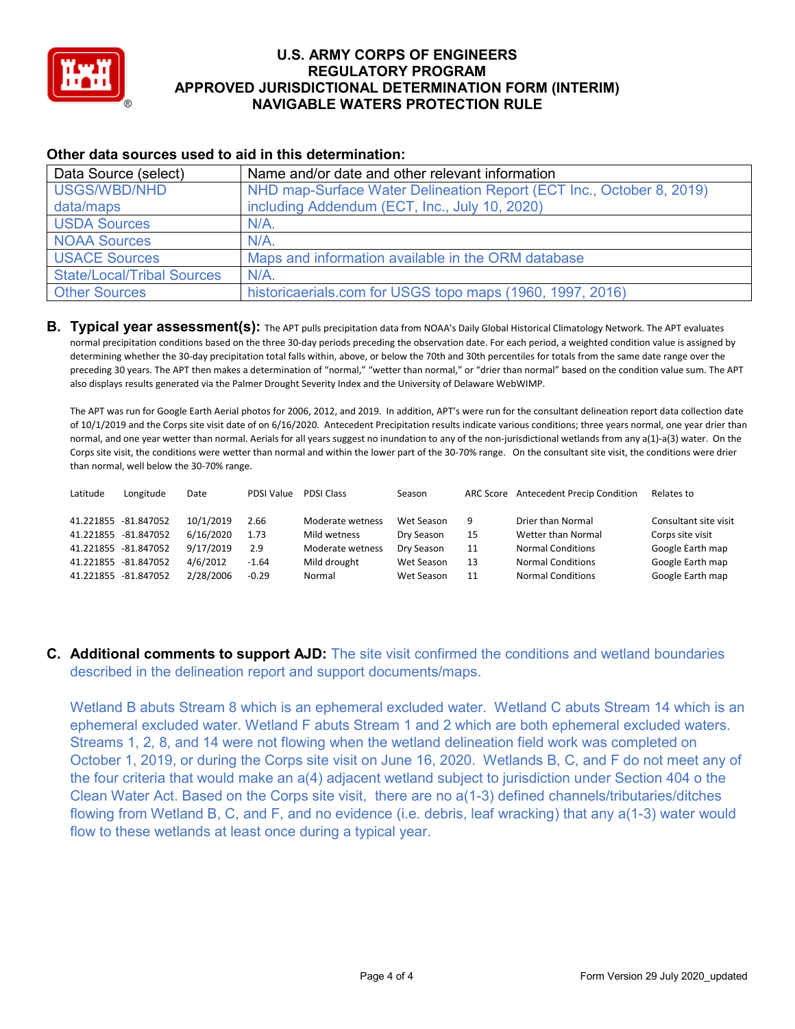# U.S. ARMY CORPS OF ENGINEERS
# REGULATORY PROGRAM
# APPROVED JURISDICTIONAL DETERMINATION FORM (INTERIM)
# NAVIGABLE WATERS PROTECTION RULE

**Other data sources used to aid in this determination:**

| Data Source (select) | Name and/or date and other relevant information |
|---|---|
| USGS/WBD/NHD data/maps | NHD map-Surface Water Delineation Report (ECT Inc., October 8, 2019) including Addendum (ECT, Inc., July 10, 2020) |
| USDA Sources | N/A. |
| NOAA Sources | N/A. |
| USACE Sources | Maps and information available in the ORM database |
| State/Local/Tribal Sources | N/A. |
| Other Sources | historicaerials.com for USGS topo maps (1960, 1997, 2016) |

**B. Typical year assessment(s):** The APT pulls precipitation data from NOAA's Daily Global Historical Climatology Network. The APT evaluates normal precipitation conditions based on the three 30-day periods preceding the observation date. For each period, a weighted condition value is assigned by determining whether the 30-day precipitation total falls within, above, or below the 70th and 30th percentiles for totals from the same date range over the preceding 30 years. The APT then makes a determination of "normal," "wetter than normal," or "drier than normal" based on the condition value sum. The APT also displays results generated via the Palmer Drought Severity Index and the University of Delaware WebWIMP.

The APT was run for Google Earth Aerial photos for 2006, 2012, and 2019. In addition, APT's were run for the consultant delineation report data collection date of 10/1/2019 and the Corps site visit date of on 6/16/2020. Antecedent Precipitation results indicate various conditions; three years normal, one year drier than normal, and one year wetter than normal. Aerials for all years suggest no inundation to any of the non-jurisdictional wetlands from any a(1)-a(3) water. On the Corps site visit, the conditions were wetter than normal and within the lower part of the 30-70% range. On the consultant site visit, the conditions were drier than normal, well below the 30-70% range.

| Latitude | Longitude | Date | PDSI Value | PDSI Class | Season | ARC Score | Antecedent Precip Condition | Relates to |
|---|---|---|---|---|---|---|---|---|
| 41.221855 | -81.847052 | 10/1/2019 | 2.66 | Moderate wetness | Wet Season | 9 | Drier than Normal | Consultant site visit |
| 41.221855 | -81.847052 | 6/16/2020 | 1.73 | Mild wetness | Dry Season | 15 | Wetter than Normal | Corps site visit |
| 41.221855 | -81.847052 | 9/17/2019 | 2.9 | Moderate wetness | Dry Season | 11 | Normal Conditions | Google Earth map |
| 41.221855 | -81.847052 | 4/6/2012 | -1.64 | Mild drought | Wet Season | 13 | Normal Conditions | Google Earth map |
| 41.221855 | -81.847052 | 2/28/2006 | -0.29 | Normal | Wet Season | 11 | Normal Conditions | Google Earth map |

**C. Additional comments to support AJD:** The site visit confirmed the conditions and wetland boundaries described in the delineation report and support documents/maps.

Wetland B abuts Stream 8 which is an ephemeral excluded water. Wetland C abuts Stream 14 which is an ephemeral excluded water. Wetland F abuts Stream 1 and 2 which are both ephemeral excluded waters. Streams 1, 2, 8, and 14 were not flowing when the wetland delineation field work was completed on October 1, 2019, or during the Corps site visit on June 16, 2020. Wetlands B, C, and F do not meet any of the four criteria that would make an a(4) adjacent wetland subject to jurisdiction under Section 404 o the Clean Water Act. Based on the Corps site visit, there are no a(1-3) defined channels/tributaries/ditches flowing from Wetland B, C, and F, and no evidence (i.e. debris, leaf wracking) that any a(1-3) water would flow to these wetlands at least once during a typical year.